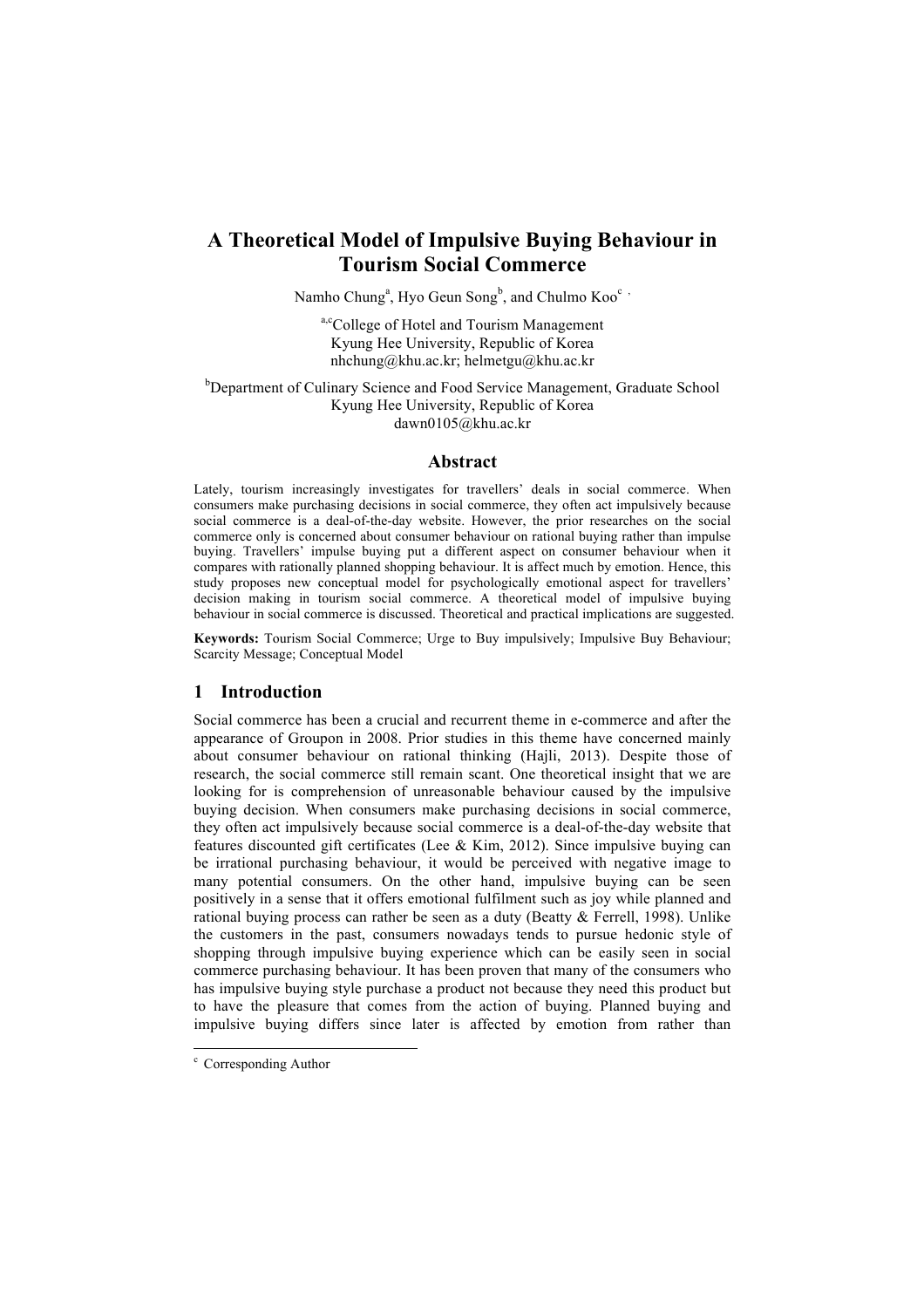# A Theoretical Model of Impulsive Buying Behaviour in Tourism Social Commerce

Namho Chung[a], Hyo Geun Song[b], and Chulmo Koo[c]

[a,c]College of Hotel and Tourism Management
Kyung Hee University, Republic of Korea
nhchung@khu.ac.kr; helmetgu@khu.ac.kr

[b]Department of Culinary Science and Food Service Management, Graduate School
Kyung Hee University, Republic of Korea
dawn0105@khu.ac.kr

## Abstract

Lately, tourism increasingly investigates for travellers' deals in social commerce. When consumers make purchasing decisions in social commerce, they often act impulsively because social commerce is a deal-of-the-day website. However, the prior researches on the social commerce only is concerned about consumer behaviour on rational buying rather than impulse buying. Travellers' impulse buying put a different aspect on consumer behaviour when it compares with rationally planned shopping behaviour. It is affect much by emotion. Hence, this study proposes new conceptual model for psychologically emotional aspect for travellers' decision making in tourism social commerce. A theoretical model of impulsive buying behaviour in social commerce is discussed. Theoretical and practical implications are suggested.

**Keywords:** Tourism Social Commerce; Urge to Buy impulsively; Impulsive Buy Behaviour; Scarcity Message; Conceptual Model

## 1 Introduction

Social commerce has been a crucial and recurrent theme in e-commerce and after the appearance of Groupon in 2008. Prior studies in this theme have concerned mainly about consumer behaviour on rational thinking (Hajli, 2013). Despite those of research, the social commerce still remain scant. One theoretical insight that we are looking for is comprehension of unreasonable behaviour caused by the impulsive buying decision. When consumers make purchasing decisions in social commerce, they often act impulsively because social commerce is a deal-of-the-day website that features discounted gift certificates (Lee & Kim, 2012). Since impulsive buying can be irrational purchasing behaviour, it would be perceived with negative image to many potential consumers. On the other hand, impulsive buying can be seen positively in a sense that it offers emotional fulfilment such as joy while planned and rational buying process can rather be seen as a duty (Beatty & Ferrell, 1998). Unlike the customers in the past, consumers nowadays tends to pursue hedonic style of shopping through impulsive buying experience which can be easily seen in social commerce purchasing behaviour. It has been proven that many of the consumers who has impulsive buying style purchase a product not because they need this product but to have the pleasure that comes from the action of buying. Planned buying and impulsive buying differs since later is affected by emotion from rather than

[c] Corresponding Author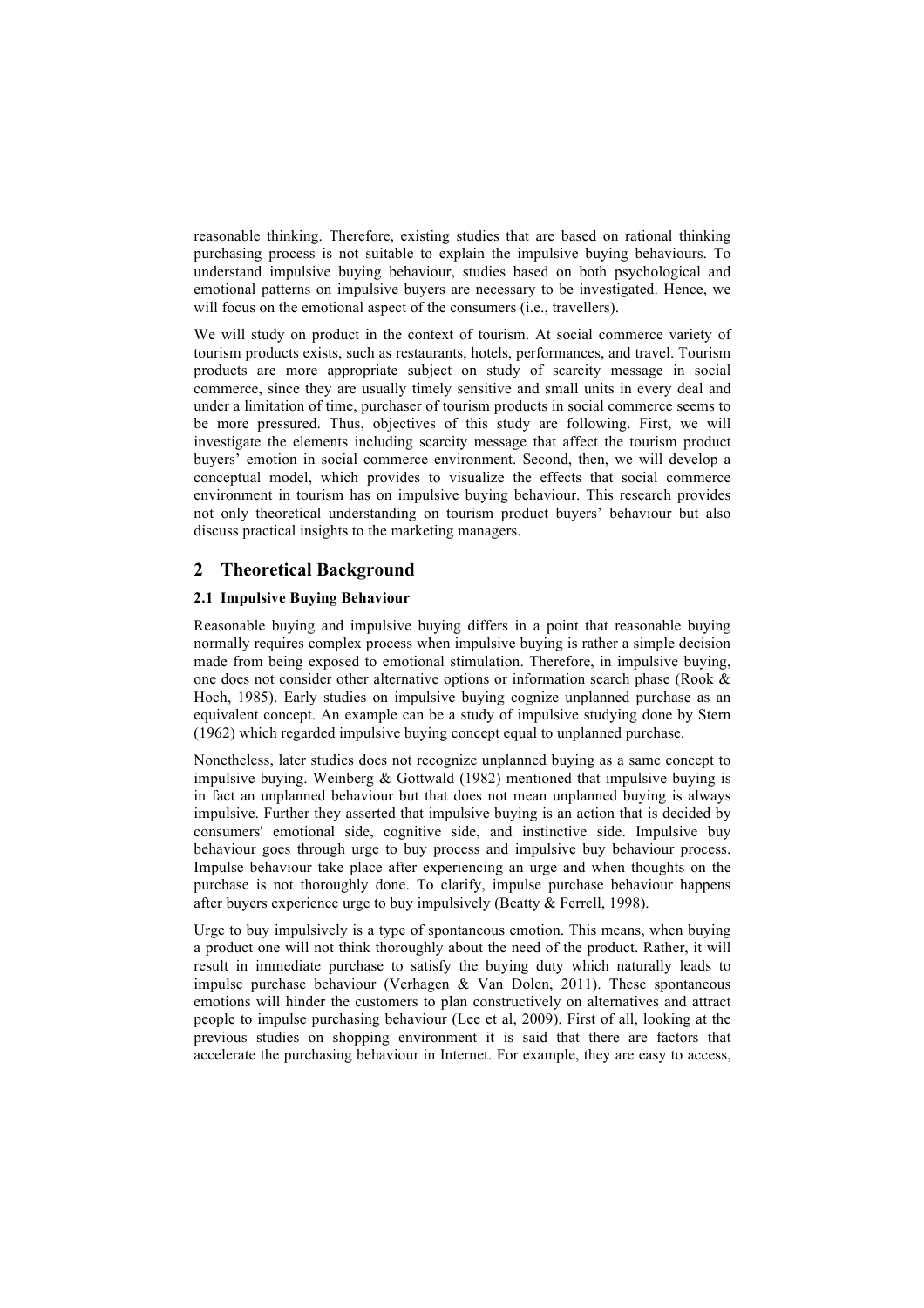reasonable thinking. Therefore, existing studies that are based on rational thinking purchasing process is not suitable to explain the impulsive buying behaviours. To understand impulsive buying behaviour, studies based on both psychological and emotional patterns on impulsive buyers are necessary to be investigated. Hence, we will focus on the emotional aspect of the consumers (i.e., travellers).

We will study on product in the context of tourism. At social commerce variety of tourism products exists, such as restaurants, hotels, performances, and travel. Tourism products are more appropriate subject on study of scarcity message in social commerce, since they are usually timely sensitive and small units in every deal and under a limitation of time, purchaser of tourism products in social commerce seems to be more pressured. Thus, objectives of this study are following. First, we will investigate the elements including scarcity message that affect the tourism product buyers' emotion in social commerce environment. Second, then, we will develop a conceptual model, which provides to visualize the effects that social commerce environment in tourism has on impulsive buying behaviour. This research provides not only theoretical understanding on tourism product buyers' behaviour but also discuss practical insights to the marketing managers.

## 2 Theoretical Background

### 2.1 Impulsive Buying Behaviour

Reasonable buying and impulsive buying differs in a point that reasonable buying normally requires complex process when impulsive buying is rather a simple decision made from being exposed to emotional stimulation. Therefore, in impulsive buying, one does not consider other alternative options or information search phase (Rook & Hoch, 1985). Early studies on impulsive buying cognize unplanned purchase as an equivalent concept. An example can be a study of impulsive studying done by Stern (1962) which regarded impulsive buying concept equal to unplanned purchase.

Nonetheless, later studies does not recognize unplanned buying as a same concept to impulsive buying. Weinberg & Gottwald (1982) mentioned that impulsive buying is in fact an unplanned behaviour but that does not mean unplanned buying is always impulsive. Further they asserted that impulsive buying is an action that is decided by consumers' emotional side, cognitive side, and instinctive side. Impulsive buy behaviour goes through urge to buy process and impulsive buy behaviour process. Impulse behaviour take place after experiencing an urge and when thoughts on the purchase is not thoroughly done. To clarify, impulse purchase behaviour happens after buyers experience urge to buy impulsively (Beatty & Ferrell, 1998).

Urge to buy impulsively is a type of spontaneous emotion. This means, when buying a product one will not think thoroughly about the need of the product. Rather, it will result in immediate purchase to satisfy the buying duty which naturally leads to impulse purchase behaviour (Verhagen & Van Dolen, 2011). These spontaneous emotions will hinder the customers to plan constructively on alternatives and attract people to impulse purchasing behaviour (Lee et al, 2009). First of all, looking at the previous studies on shopping environment it is said that there are factors that accelerate the purchasing behaviour in Internet. For example, they are easy to access,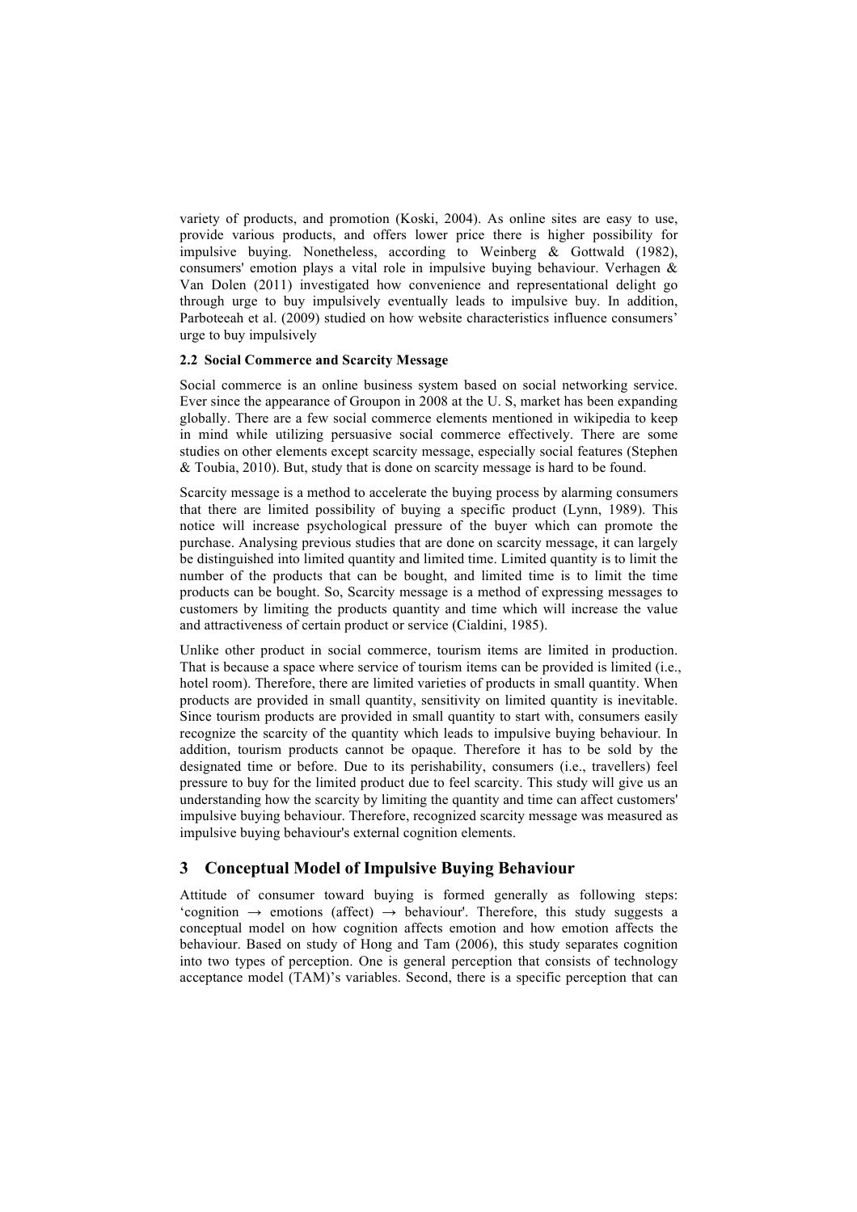variety of products, and promotion (Koski, 2004). As online sites are easy to use, provide various products, and offers lower price there is higher possibility for impulsive buying. Nonetheless, according to Weinberg & Gottwald (1982), consumers' emotion plays a vital role in impulsive buying behaviour. Verhagen & Van Dolen (2011) investigated how convenience and representational delight go through urge to buy impulsively eventually leads to impulsive buy. In addition, Parboteeah et al. (2009) studied on how website characteristics influence consumers' urge to buy impulsively

### 2.2 Social Commerce and Scarcity Message

Social commerce is an online business system based on social networking service. Ever since the appearance of Groupon in 2008 at the U. S, market has been expanding globally. There are a few social commerce elements mentioned in wikipedia to keep in mind while utilizing persuasive social commerce effectively. There are some studies on other elements except scarcity message, especially social features (Stephen & Toubia, 2010). But, study that is done on scarcity message is hard to be found.

Scarcity message is a method to accelerate the buying process by alarming consumers that there are limited possibility of buying a specific product (Lynn, 1989). This notice will increase psychological pressure of the buyer which can promote the purchase. Analysing previous studies that are done on scarcity message, it can largely be distinguished into limited quantity and limited time. Limited quantity is to limit the number of the products that can be bought, and limited time is to limit the time products can be bought. So, Scarcity message is a method of expressing messages to customers by limiting the products quantity and time which will increase the value and attractiveness of certain product or service (Cialdini, 1985).

Unlike other product in social commerce, tourism items are limited in production. That is because a space where service of tourism items can be provided is limited (i.e., hotel room). Therefore, there are limited varieties of products in small quantity. When products are provided in small quantity, sensitivity on limited quantity is inevitable. Since tourism products are provided in small quantity to start with, consumers easily recognize the scarcity of the quantity which leads to impulsive buying behaviour. In addition, tourism products cannot be opaque. Therefore it has to be sold by the designated time or before. Due to its perishability, consumers (i.e., travellers) feel pressure to buy for the limited product due to feel scarcity. This study will give us an understanding how the scarcity by limiting the quantity and time can affect customers' impulsive buying behaviour. Therefore, recognized scarcity message was measured as impulsive buying behaviour's external cognition elements.

## 3 Conceptual Model of Impulsive Buying Behaviour

Attitude of consumer toward buying is formed generally as following steps: 'cognition → emotions (affect) → behaviour'. Therefore, this study suggests a conceptual model on how cognition affects emotion and how emotion affects the behaviour. Based on study of Hong and Tam (2006), this study separates cognition into two types of perception. One is general perception that consists of technology acceptance model (TAM)'s variables. Second, there is a specific perception that can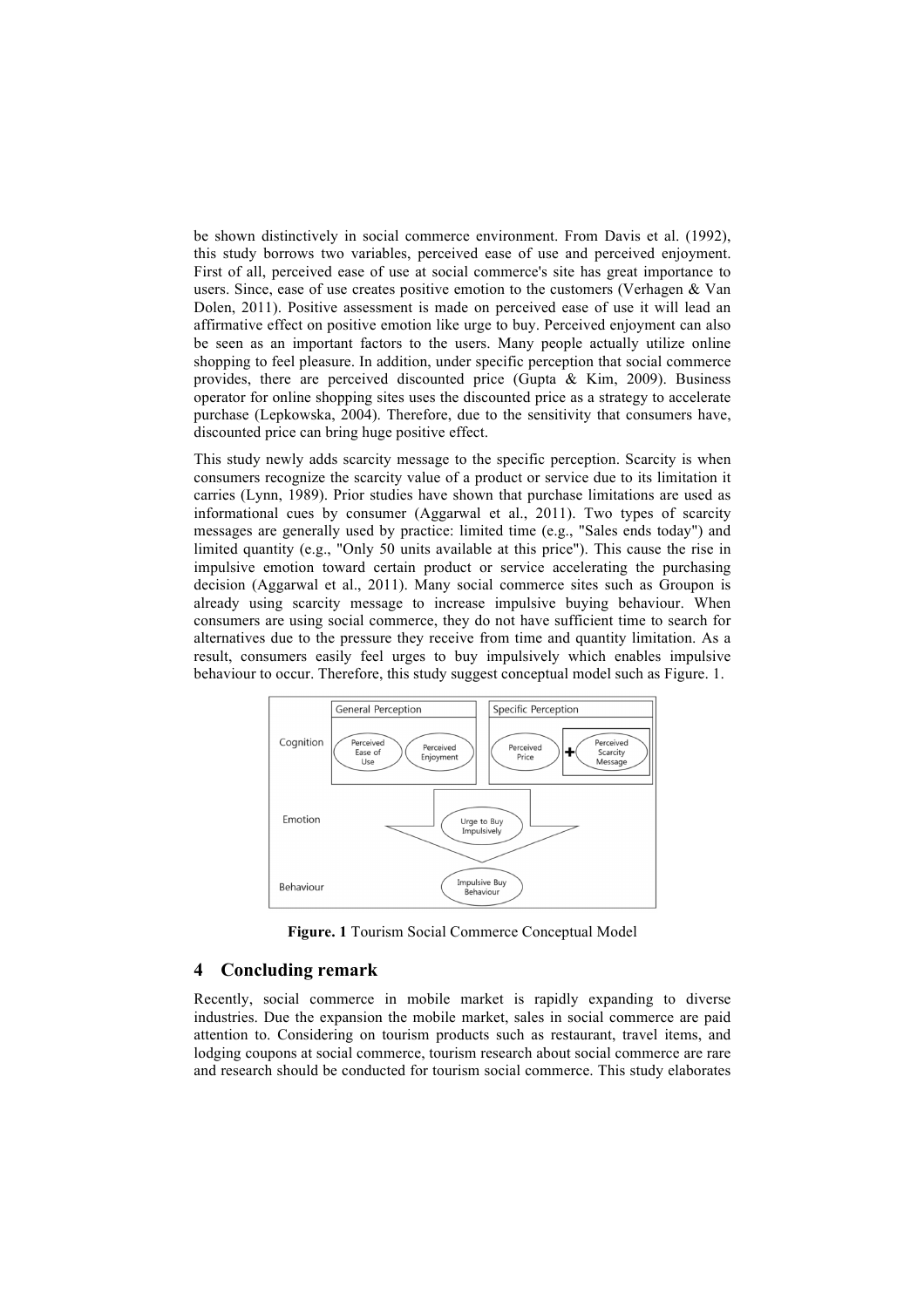be shown distinctively in social commerce environment. From Davis et al. (1992), this study borrows two variables, perceived ease of use and perceived enjoyment. First of all, perceived ease of use at social commerce's site has great importance to users. Since, ease of use creates positive emotion to the customers (Verhagen & Van Dolen, 2011). Positive assessment is made on perceived ease of use it will lead an affirmative effect on positive emotion like urge to buy. Perceived enjoyment can also be seen as an important factors to the users. Many people actually utilize online shopping to feel pleasure. In addition, under specific perception that social commerce provides, there are perceived discounted price (Gupta & Kim, 2009). Business operator for online shopping sites uses the discounted price as a strategy to accelerate purchase (Lepkowska, 2004). Therefore, due to the sensitivity that consumers have, discounted price can bring huge positive effect.

This study newly adds scarcity message to the specific perception. Scarcity is when consumers recognize the scarcity value of a product or service due to its limitation it carries (Lynn, 1989). Prior studies have shown that purchase limitations are used as informational cues by consumer (Aggarwal et al., 2011). Two types of scarcity messages are generally used by practice: limited time (e.g., "Sales ends today") and limited quantity (e.g., "Only 50 units available at this price"). This cause the rise in impulsive emotion toward certain product or service accelerating the purchasing decision (Aggarwal et al., 2011). Many social commerce sites such as Groupon is already using scarcity message to increase impulsive buying behaviour. When consumers are using social commerce, they do not have sufficient time to search for alternatives due to the pressure they receive from time and quantity limitation. As a result, consumers easily feel urges to buy impulsively which enables impulsive behaviour to occur. Therefore, this study suggest conceptual model such as Figure. 1.

| | General Perception | Specific Perception |
|---|---|---|
| Cognition | Perceived Ease of Use, Perceived Enjoyment | Perceived Price + Perceived Scarcity Message |
| Emotion | Urge to Buy Impulsively | |
| Behaviour | Impulsive Buy Behaviour | |

**Figure. 1** Tourism Social Commerce Conceptual Model

## 4 Concluding remark

Recently, social commerce in mobile market is rapidly expanding to diverse industries. Due the expansion the mobile market, sales in social commerce are paid attention to. Considering on tourism products such as restaurant, travel items, and lodging coupons at social commerce, tourism research about social commerce are rare and research should be conducted for tourism social commerce. This study elaborates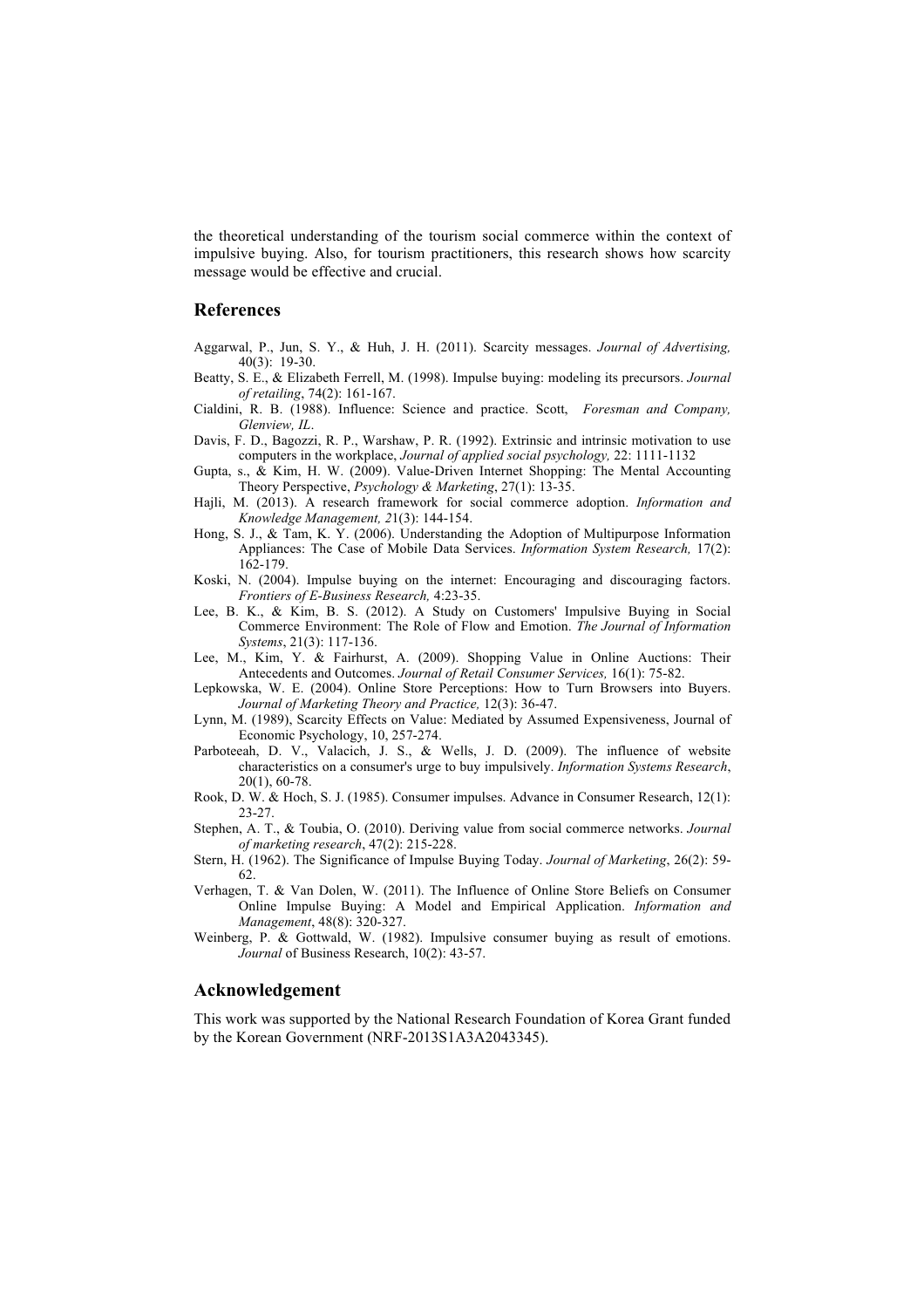the theoretical understanding of the tourism social commerce within the context of impulsive buying. Also, for tourism practitioners, this research shows how scarcity message would be effective and crucial.

## References

Aggarwal, P., Jun, S. Y., & Huh, J. H. (2011). Scarcity messages. *Journal of Advertising,* 40(3): 19-30.

Beatty, S. E., & Elizabeth Ferrell, M. (1998). Impulse buying: modeling its precursors. *Journal of retailing*, 74(2): 161-167.

Cialdini, R. B. (1988). Influence: Science and practice. Scott, *Foresman and Company, Glenview, IL*.

Davis, F. D., Bagozzi, R. P., Warshaw, P. R. (1992). Extrinsic and intrinsic motivation to use computers in the workplace, *Journal of applied social psychology,* 22: 1111-1132

Gupta, s., & Kim, H. W. (2009). Value-Driven Internet Shopping: The Mental Accounting Theory Perspective, *Psychology & Marketing*, 27(1): 13-35.

Hajli, M. (2013). A research framework for social commerce adoption. *Information and Knowledge Management,* 21(3): 144-154.

Hong, S. J., & Tam, K. Y. (2006). Understanding the Adoption of Multipurpose Information Appliances: The Case of Mobile Data Services. *Information System Research,* 17(2): 162-179.

Koski, N. (2004). Impulse buying on the internet: Encouraging and discouraging factors. *Frontiers of E-Business Research,* 4:23-35.

Lee, B. K., & Kim, B. S. (2012). A Study on Customers' Impulsive Buying in Social Commerce Environment: The Role of Flow and Emotion. *The Journal of Information Systems*, 21(3): 117-136.

Lee, M., Kim, Y. & Fairhurst, A. (2009). Shopping Value in Online Auctions: Their Antecedents and Outcomes. *Journal of Retail Consumer Services,* 16(1): 75-82.

Lepkowska, W. E. (2004). Online Store Perceptions: How to Turn Browsers into Buyers. *Journal of Marketing Theory and Practice,* 12(3): 36-47.

Lynn, M. (1989), Scarcity Effects on Value: Mediated by Assumed Expensiveness, Journal of Economic Psychology, 10, 257-274.

Parboteeah, D. V., Valacich, J. S., & Wells, J. D. (2009). The influence of website characteristics on a consumer's urge to buy impulsively. *Information Systems Research*, 20(1), 60-78.

Rook, D. W. & Hoch, S. J. (1985). Consumer impulses. Advance in Consumer Research, 12(1): 23-27.

Stephen, A. T., & Toubia, O. (2010). Deriving value from social commerce networks. *Journal of marketing research*, 47(2): 215-228.

Stern, H. (1962). The Significance of Impulse Buying Today. *Journal of Marketing*, 26(2): 59-62.

Verhagen, T. & Van Dolen, W. (2011). The Influence of Online Store Beliefs on Consumer Online Impulse Buying: A Model and Empirical Application. *Information and Management*, 48(8): 320-327.

Weinberg, P. & Gottwald, W. (1982). Impulsive consumer buying as result of emotions. *Journal* of Business Research, 10(2): 43-57.

## Acknowledgement

This work was supported by the National Research Foundation of Korea Grant funded by the Korean Government (NRF-2013S1A3A2043345).